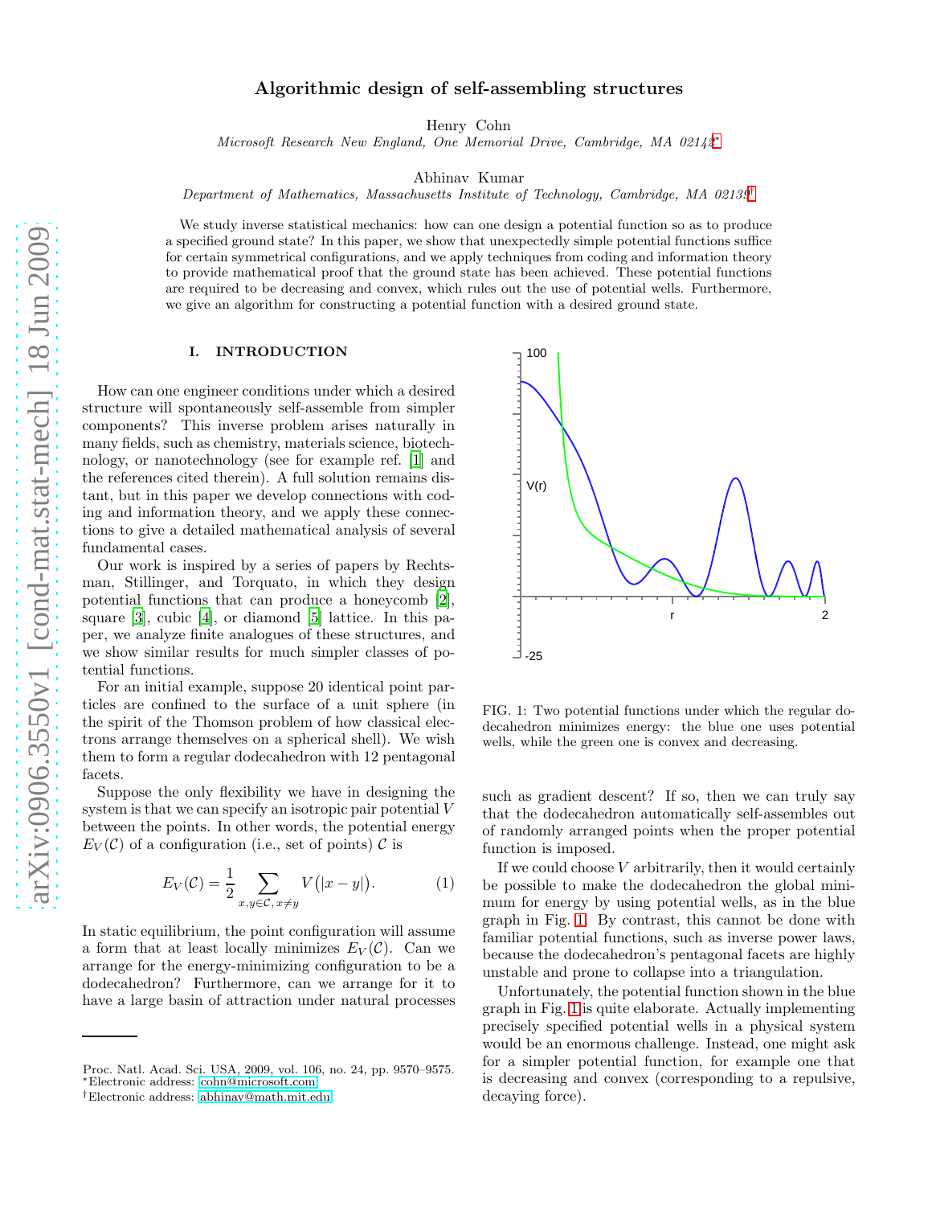# Algorithmic design of self-assembling structures

Henry Cohn

*Microsoft Research New England, One Memorial Drive, Cambridge, MA 02142*[*]

Abhinav Kumar

*Department of Mathematics, Massachusetts Institute of Technology, Cambridge, MA 02139*[†]

We study inverse statistical mechanics: how can one design a potential function so as to produce a specified ground state? In this paper, we show that unexpectedly simple potential functions suffice for certain symmetrical configurations, and we apply techniques from coding and information theory to provide mathematical proof that the ground state has been achieved. These potential functions are required to be decreasing and convex, which rules out the use of potential wells. Furthermore, we give an algorithm for constructing a potential function with a desired ground state.

## I. INTRODUCTION

How can one engineer conditions under which a desired structure will spontaneously self-assemble from simpler components? This inverse problem arises naturally in many fields, such as chemistry, materials science, biotechnology, or nanotechnology (see for example ref. [1] and the references cited therein). A full solution remains distant, but in this paper we develop connections with coding and information theory, and we apply these connections to give a detailed mathematical analysis of several fundamental cases.

Our work is inspired by a series of papers by Rechtsman, Stillinger, and Torquato, in which they design potential functions that can produce a honeycomb [2], square [3], cubic [4], or diamond [5] lattice. In this paper, we analyze finite analogues of these structures, and we show similar results for much simpler classes of potential functions.

For an initial example, suppose 20 identical point particles are confined to the surface of a unit sphere (in the spirit of the Thomson problem of how classical electrons arrange themselves on a spherical shell). We wish them to form a regular dodecahedron with 12 pentagonal facets.

Suppose the only flexibility we have in designing the system is that we can specify an isotropic pair potential $V$ between the points. In other words, the potential energy $E_V(\mathcal{C})$ of a configuration (i.e., set of points) $\mathcal{C}$ is

$$E_V(\mathcal{C}) = \frac{1}{2} \sum_{x,y \in \mathcal{C},\, x \neq y} V\big(|x-y|\big). \tag{1}$$

In static equilibrium, the point configuration will assume a form that at least locally minimizes $E_V(\mathcal{C})$. Can we arrange for the energy-minimizing configuration to be a dodecahedron? Furthermore, can we arrange for it to have a large basin of attraction under natural processes such as gradient descent? If so, then we can truly say that the dodecahedron automatically self-assembles out of randomly arranged points when the proper potential function is imposed.

FIG. 1: Two potential functions under which the regular dodecahedron minimizes energy: the blue one uses potential wells, while the green one is convex and decreasing.

If we could choose $V$ arbitrarily, then it would certainly be possible to make the dodecahedron the global minimum for energy by using potential wells, as in the blue graph in Fig. 1. By contrast, this cannot be done with familiar potential functions, such as inverse power laws, because the dodecahedron's pentagonal facets are highly unstable and prone to collapse into a triangulation.

Unfortunately, the potential function shown in the blue graph in Fig. 1 is quite elaborate. Actually implementing precisely specified potential wells in a physical system would be an enormous challenge. Instead, one might ask for a simpler potential function, for example one that is decreasing and convex (corresponding to a repulsive, decaying force).

Proc. Natl. Acad. Sci. USA, 2009, vol. 106, no. 24, pp. 9570–9575.
*Electronic address: cohn@microsoft.com
†Electronic address: abhinav@math.mit.edu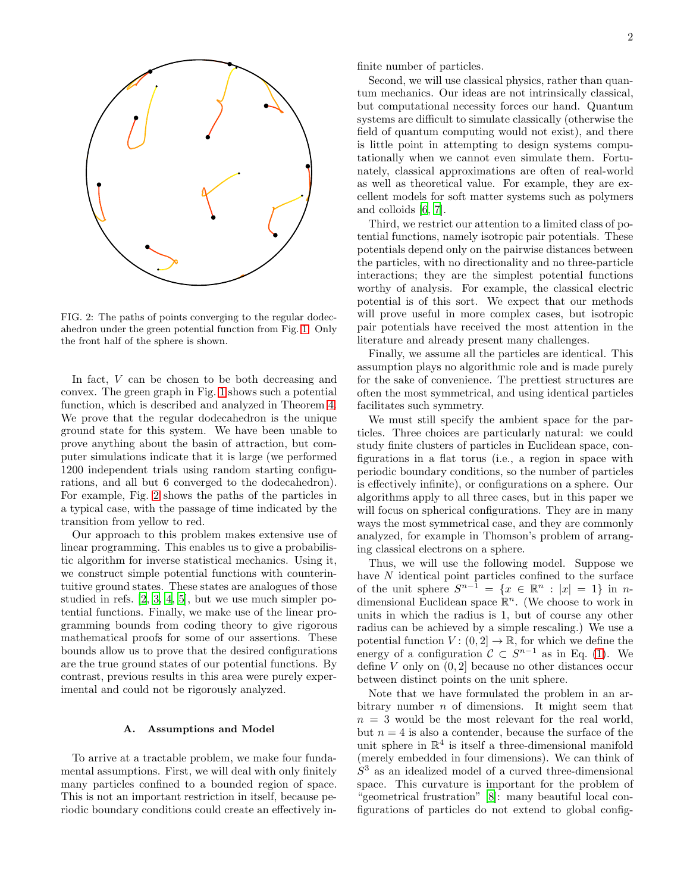FIG. 2: The paths of points converging to the regular dodecahedron under the green potential function from Fig. 1. Only the front half of the sphere is shown.

In fact, $V$ can be chosen to be both decreasing and convex. The green graph in Fig. 1 shows such a potential function, which is described and analyzed in Theorem 4. We prove that the regular dodecahedron is the unique ground state for this system. We have been unable to prove anything about the basin of attraction, but computer simulations indicate that it is large (we performed 1200 independent trials using random starting configurations, and all but 6 converged to the dodecahedron). For example, Fig. 2 shows the paths of the particles in a typical case, with the passage of time indicated by the transition from yellow to red.

Our approach to this problem makes extensive use of linear programming. This enables us to give a probabilistic algorithm for inverse statistical mechanics. Using it, we construct simple potential functions with counterintuitive ground states. These states are analogues of those studied in refs. [2, 3, 4, 5], but we use much simpler potential functions. Finally, we make use of the linear programming bounds from coding theory to give rigorous mathematical proofs for some of our assertions. These bounds allow us to prove that the desired configurations are the true ground states of our potential functions. By contrast, previous results in this area were purely experimental and could not be rigorously analyzed.

### A. Assumptions and Model

To arrive at a tractable problem, we make four fundamental assumptions. First, we will deal with only finitely many particles confined to a bounded region of space. This is not an important restriction in itself, because periodic boundary conditions could create an effectively infinite number of particles.

Second, we will use classical physics, rather than quantum mechanics. Our ideas are not intrinsically classical, but computational necessity forces our hand. Quantum systems are difficult to simulate classically (otherwise the field of quantum computing would not exist), and there is little point in attempting to design systems computationally when we cannot even simulate them. Fortunately, classical approximations are often of real-world as well as theoretical value. For example, they are excellent models for soft matter systems such as polymers and colloids [6, 7].

Third, we restrict our attention to a limited class of potential functions, namely isotropic pair potentials. These potentials depend only on the pairwise distances between the particles, with no directionality and no three-particle interactions; they are the simplest potential functions worthy of analysis. For example, the classical electric potential is of this sort. We expect that our methods will prove useful in more complex cases, but isotropic pair potentials have received the most attention in the literature and already present many challenges.

Finally, we assume all the particles are identical. This assumption plays no algorithmic role and is made purely for the sake of convenience. The prettiest structures are often the most symmetrical, and using identical particles facilitates such symmetry.

We must still specify the ambient space for the particles. Three choices are particularly natural: we could study finite clusters of particles in Euclidean space, configurations in a flat torus (i.e., a region in space with periodic boundary conditions, so the number of particles is effectively infinite), or configurations on a sphere. Our algorithms apply to all three cases, but in this paper we will focus on spherical configurations. They are in many ways the most symmetrical case, and they are commonly analyzed, for example in Thomson's problem of arranging classical electrons on a sphere.

Thus, we will use the following model. Suppose we have $N$ identical point particles confined to the surface of the unit sphere $S^{n-1} = \{x \in \mathbb{R}^n : |x| = 1\}$ in $n$-dimensional Euclidean space $\mathbb{R}^n$. (We choose to work in units in which the radius is 1, but of course any other radius can be achieved by a simple rescaling.) We use a potential function $V : (0, 2] \to \mathbb{R}$, for which we define the energy of a configuration $\mathcal{C} \subset S^{n-1}$ as in Eq. (1). We define $V$ only on $(0, 2]$ because no other distances occur between distinct points on the unit sphere.

Note that we have formulated the problem in an arbitrary number $n$ of dimensions. It might seem that $n = 3$ would be the most relevant for the real world, but $n = 4$ is also a contender, because the surface of the unit sphere in $\mathbb{R}^4$ is itself a three-dimensional manifold (merely embedded in four dimensions). We can think of $S^3$ as an idealized model of a curved three-dimensional space. This curvature is important for the problem of "geometrical frustration" [8]: many beautiful local configurations of particles do not extend to global config-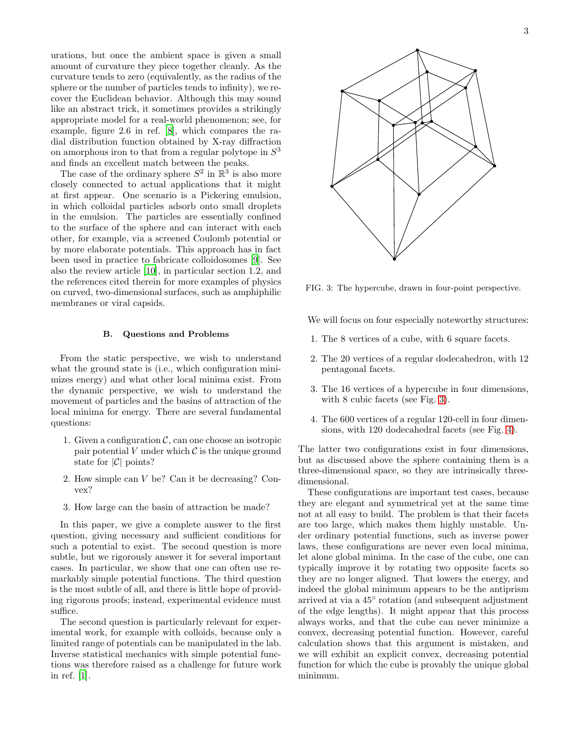urations, but once the ambient space is given a small amount of curvature they piece together cleanly. As the curvature tends to zero (equivalently, as the radius of the sphere or the number of particles tends to infinity), we recover the Euclidean behavior. Although this may sound like an abstract trick, it sometimes provides a strikingly appropriate model for a real-world phenomenon; see, for example, figure 2.6 in ref. [8], which compares the radial distribution function obtained by X-ray diffraction on amorphous iron to that from a regular polytope in $S^3$ and finds an excellent match between the peaks.

The case of the ordinary sphere $S^2$ in $\mathbb{R}^3$ is also more closely connected to actual applications that it might at first appear. One scenario is a Pickering emulsion, in which colloidal particles adsorb onto small droplets in the emulsion. The particles are essentially confined to the surface of the sphere and can interact with each other, for example, via a screened Coulomb potential or by more elaborate potentials. This approach has in fact been used in practice to fabricate colloidosomes [9]. See also the review article [10], in particular section 1.2, and the references cited therein for more examples of physics on curved, two-dimensional surfaces, such as amphiphilic membranes or viral capsids.

### B. Questions and Problems

From the static perspective, we wish to understand what the ground state is (i.e., which configuration minimizes energy) and what other local minima exist. From the dynamic perspective, we wish to understand the movement of particles and the basins of attraction of the local minima for energy. There are several fundamental questions:

1. Given a configuration $\mathcal{C}$, can one choose an isotropic pair potential $V$ under which $\mathcal{C}$ is the unique ground state for $|\mathcal{C}|$ points?
2. How simple can $V$ be? Can it be decreasing? Convex?
3. How large can the basin of attraction be made?

In this paper, we give a complete answer to the first question, giving necessary and sufficient conditions for such a potential to exist. The second question is more subtle, but we rigorously answer it for several important cases. In particular, we show that one can often use remarkably simple potential functions. The third question is the most subtle of all, and there is little hope of providing rigorous proofs; instead, experimental evidence must suffice.

The second question is particularly relevant for experimental work, for example with colloids, because only a limited range of potentials can be manipulated in the lab. Inverse statistical mechanics with simple potential functions was therefore raised as a challenge for future work in ref. [1].

FIG. 3: The hypercube, drawn in four-point perspective.

We will focus on four especially noteworthy structures:

1. The 8 vertices of a cube, with 6 square facets.
2. The 20 vertices of a regular dodecahedron, with 12 pentagonal facets.
3. The 16 vertices of a hypercube in four dimensions, with 8 cubic facets (see Fig. 3).
4. The 600 vertices of a regular 120-cell in four dimensions, with 120 dodecahedral facets (see Fig. 4).

The latter two configurations exist in four dimensions, but as discussed above the sphere containing them is a three-dimensional space, so they are intrinsically three-dimensional.

These configurations are important test cases, because they are elegant and symmetrical yet at the same time not at all easy to build. The problem is that their facets are too large, which makes them highly unstable. Under ordinary potential functions, such as inverse power laws, these configurations are never even local minima, let alone global minima. In the case of the cube, one can typically improve it by rotating two opposite facets so they are no longer aligned. That lowers the energy, and indeed the global minimum appears to be the antiprism arrived at via a 45° rotation (and subsequent adjustment of the edge lengths). It might appear that this process always works, and that the cube can never minimize a convex, decreasing potential function. However, careful calculation shows that this argument is mistaken, and we will exhibit an explicit convex, decreasing potential function for which the cube is provably the unique global minimum.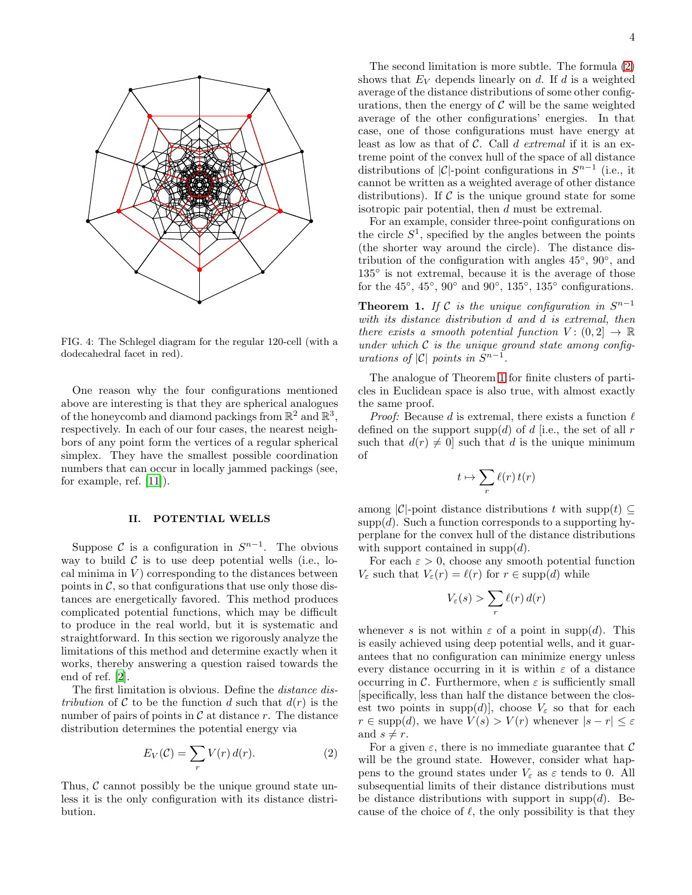FIG. 4: The Schlegel diagram for the regular 120-cell (with a dodecahedral facet in red).

One reason why the four configurations mentioned above are interesting is that they are spherical analogues of the honeycomb and diamond packings from $\mathbb{R}^2$ and $\mathbb{R}^3$, respectively. In each of our four cases, the nearest neighbors of any point form the vertices of a regular spherical simplex. They have the smallest possible coordination numbers that can occur in locally jammed packings (see, for example, ref. [11]).

## II. POTENTIAL WELLS

Suppose $\mathcal{C}$ is a configuration in $S^{n-1}$. The obvious way to build $\mathcal{C}$ is to use deep potential wells (i.e., local minima in $V$) corresponding to the distances between points in $\mathcal{C}$, so that configurations that use only those distances are energetically favored. This method produces complicated potential functions, which may be difficult to produce in the real world, but it is systematic and straightforward. In this section we rigorously analyze the limitations of this method and determine exactly when it works, thereby answering a question raised towards the end of ref. [2].

The first limitation is obvious. Define the *distance distribution* of $\mathcal{C}$ to be the function $d$ such that $d(r)$ is the number of pairs of points in $\mathcal{C}$ at distance $r$. The distance distribution determines the potential energy via

$$E_V(\mathcal{C}) = \sum_r V(r)\, d(r). \tag{2}$$

Thus, $\mathcal{C}$ cannot possibly be the unique ground state unless it is the only configuration with its distance distribution.

The second limitation is more subtle. The formula (2) shows that $E_V$ depends linearly on $d$. If $d$ is a weighted average of the distance distributions of some other configurations, then the energy of $\mathcal{C}$ will be the same weighted average of the other configurations' energies. In that case, one of those configurations must have energy at least as low as that of $\mathcal{C}$. Call $d$ *extremal* if it is an extreme point of the convex hull of the space of all distance distributions of $|\mathcal{C}|$-point configurations in $S^{n-1}$ (i.e., it cannot be written as a weighted average of other distance distributions). If $\mathcal{C}$ is the unique ground state for some isotropic pair potential, then $d$ must be extremal.

For an example, consider three-point configurations on the circle $S^1$, specified by the angles between the points (the shorter way around the circle). The distance distribution of the configuration with angles 45°, 90°, and 135° is not extremal, because it is the average of those for the 45°, 45°, 90° and 90°, 135°, 135° configurations.

**Theorem 1.** *If $\mathcal{C}$ is the unique configuration in $S^{n-1}$ with its distance distribution $d$ and $d$ is extremal, then there exists a smooth potential function $V\colon (0,2] \to \mathbb{R}$ under which $\mathcal{C}$ is the unique ground state among configurations of $|\mathcal{C}|$ points in $S^{n-1}$.*

The analogue of Theorem 1 for finite clusters of particles in Euclidean space is also true, with almost exactly the same proof.

*Proof:* Because $d$ is extremal, there exists a function $\ell$ defined on the support $\operatorname{supp}(d)$ of $d$ [i.e., the set of all $r$ such that $d(r) \neq 0$] such that $d$ is the unique minimum of

$$t \mapsto \sum_r \ell(r)\, t(r)$$

among $|\mathcal{C}|$-point distance distributions $t$ with $\operatorname{supp}(t) \subseteq \operatorname{supp}(d)$. Such a function corresponds to a supporting hyperplane for the convex hull of the distance distributions with support contained in $\operatorname{supp}(d)$.

For each $\varepsilon > 0$, choose any smooth potential function $V_\varepsilon$ such that $V_\varepsilon(r) = \ell(r)$ for $r \in \operatorname{supp}(d)$ while

$$V_\varepsilon(s) > \sum_r \ell(r)\, d(r)$$

whenever $s$ is not within $\varepsilon$ of a point in $\operatorname{supp}(d)$. This is easily achieved using deep potential wells, and it guarantees that no configuration can minimize energy unless every distance occurring in it is within $\varepsilon$ of a distance occurring in $\mathcal{C}$. Furthermore, when $\varepsilon$ is sufficiently small [specifically, less than half the distance between the closest two points in $\operatorname{supp}(d)$], choose $V_\varepsilon$ so that for each $r \in \operatorname{supp}(d)$, we have $V(s) > V(r)$ whenever $|s - r| \leq \varepsilon$ and $s \neq r$.

For a given $\varepsilon$, there is no immediate guarantee that $\mathcal{C}$ will be the ground state. However, consider what happens to the ground states under $V_\varepsilon$ as $\varepsilon$ tends to 0. All subsequential limits of their distance distributions must be distance distributions with support in $\operatorname{supp}(d)$. Because of the choice of $\ell$, the only possibility is that they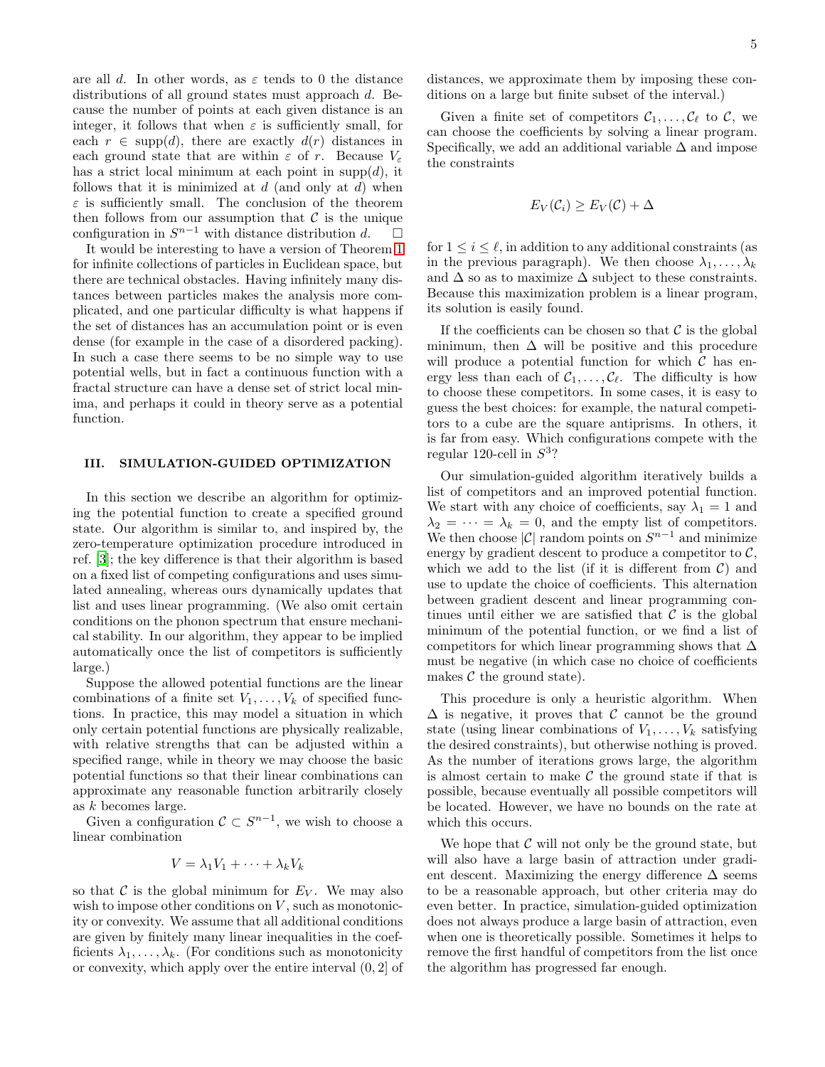are all $d$. In other words, as $\varepsilon$ tends to 0 the distance distributions of all ground states must approach $d$. Because the number of points at each given distance is an integer, it follows that when $\varepsilon$ is sufficiently small, for each $r \in \operatorname{supp}(d)$, there are exactly $d(r)$ distances in each ground state that are within $\varepsilon$ of $r$. Because $V_\varepsilon$ has a strict local minimum at each point in $\operatorname{supp}(d)$, it follows that it is minimized at $d$ (and only at $d$) when $\varepsilon$ is sufficiently small. The conclusion of the theorem then follows from our assumption that $\mathcal{C}$ is the unique configuration in $S^{n-1}$ with distance distribution $d$. $\square$

It would be interesting to have a version of Theorem 1 for infinite collections of particles in Euclidean space, but there are technical obstacles. Having infinitely many distances between particles makes the analysis more complicated, and one particular difficulty is what happens if the set of distances has an accumulation point or is even dense (for example in the case of a disordered packing). In such a case there seems to be no simple way to use potential wells, but in fact a continuous function with a fractal structure can have a dense set of strict local minima, and perhaps it could in theory serve as a potential function.

## III. SIMULATION-GUIDED OPTIMIZATION

In this section we describe an algorithm for optimizing the potential function to create a specified ground state. Our algorithm is similar to, and inspired by, the zero-temperature optimization procedure introduced in ref. [3]; the key difference is that their algorithm is based on a fixed list of competing configurations and uses simulated annealing, whereas ours dynamically updates that list and uses linear programming. (We also omit certain conditions on the phonon spectrum that ensure mechanical stability. In our algorithm, they appear to be implied automatically once the list of competitors is sufficiently large.)

Suppose the allowed potential functions are the linear combinations of a finite set $V_1, \dots, V_k$ of specified functions. In practice, this may model a situation in which only certain potential functions are physically realizable, with relative strengths that can be adjusted within a specified range, while in theory we may choose the basic potential functions so that their linear combinations can approximate any reasonable function arbitrarily closely as $k$ becomes large.

Given a configuration $\mathcal{C} \subset S^{n-1}$, we wish to choose a linear combination

$$V = \lambda_1 V_1 + \cdots + \lambda_k V_k$$

so that $\mathcal{C}$ is the global minimum for $E_V$. We may also wish to impose other conditions on $V$, such as monotonicity or convexity. We assume that all additional conditions are given by finitely many linear inequalities in the coefficients $\lambda_1, \dots, \lambda_k$. (For conditions such as monotonicity or convexity, which apply over the entire interval $(0, 2]$ of distances, we approximate them by imposing these conditions on a large but finite subset of the interval.)

Given a finite set of competitors $\mathcal{C}_1, \dots, \mathcal{C}_\ell$ to $\mathcal{C}$, we can choose the coefficients by solving a linear program. Specifically, we add an additional variable $\Delta$ and impose the constraints

$$E_V(\mathcal{C}_i) \geq E_V(\mathcal{C}) + \Delta$$

for $1 \leq i \leq \ell$, in addition to any additional constraints (as in the previous paragraph). We then choose $\lambda_1, \dots, \lambda_k$ and $\Delta$ so as to maximize $\Delta$ subject to these constraints. Because this maximization problem is a linear program, its solution is easily found.

If the coefficients can be chosen so that $\mathcal{C}$ is the global minimum, then $\Delta$ will be positive and this procedure will produce a potential function for which $\mathcal{C}$ has energy less than each of $\mathcal{C}_1, \dots, \mathcal{C}_\ell$. The difficulty is how to choose these competitors. In some cases, it is easy to guess the best choices: for example, the natural competitors to a cube are the square antiprisms. In others, it is far from easy. Which configurations compete with the regular 120-cell in $S^3$?

Our simulation-guided algorithm iteratively builds a list of competitors and an improved potential function. We start with any choice of coefficients, say $\lambda_1 = 1$ and $\lambda_2 = \cdots = \lambda_k = 0$, and the empty list of competitors. We then choose $|\mathcal{C}|$ random points on $S^{n-1}$ and minimize energy by gradient descent to produce a competitor to $\mathcal{C}$, which we add to the list (if it is different from $\mathcal{C}$) and use to update the choice of coefficients. This alternation between gradient descent and linear programming continues until either we are satisfied that $\mathcal{C}$ is the global minimum of the potential function, or we find a list of competitors for which linear programming shows that $\Delta$ must be negative (in which case no choice of coefficients makes $\mathcal{C}$ the ground state).

This procedure is only a heuristic algorithm. When $\Delta$ is negative, it proves that $\mathcal{C}$ cannot be the ground state (using linear combinations of $V_1, \dots, V_k$ satisfying the desired constraints), but otherwise nothing is proved. As the number of iterations grows large, the algorithm is almost certain to make $\mathcal{C}$ the ground state if that is possible, because eventually all possible competitors will be located. However, we have no bounds on the rate at which this occurs.

We hope that $\mathcal{C}$ will not only be the ground state, but will also have a large basin of attraction under gradient descent. Maximizing the energy difference $\Delta$ seems to be a reasonable approach, but other criteria may do even better. In practice, simulation-guided optimization does not always produce a large basin of attraction, even when one is theoretically possible. Sometimes it helps to remove the first handful of competitors from the list once the algorithm has progressed far enough.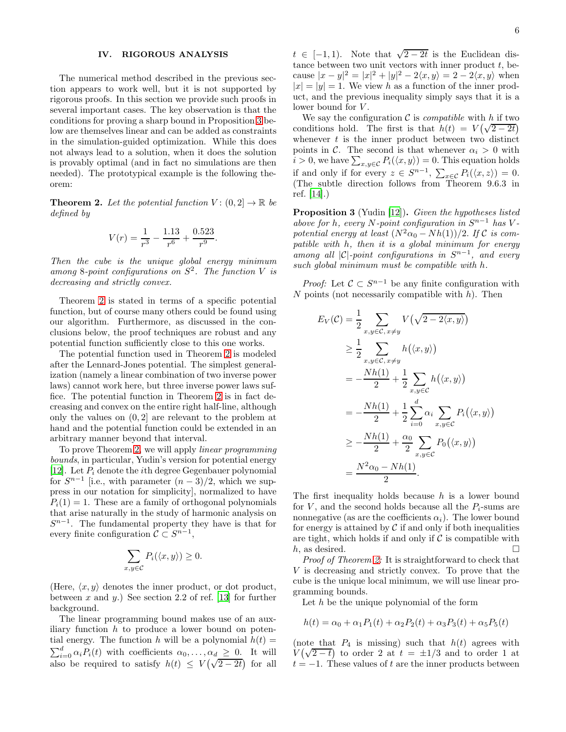## IV. RIGOROUS ANALYSIS

The numerical method described in the previous section appears to work well, but it is not supported by rigorous proofs. In this section we provide such proofs in several important cases. The key observation is that the conditions for proving a sharp bound in Proposition 3 below are themselves linear and can be added as constraints in the simulation-guided optimization. While this does not always lead to a solution, when it does the solution is provably optimal (and in fact no simulations are then needed). The prototypical example is the following theorem:

**Theorem 2.** *Let the potential function $V\colon (0,2] \to \mathbb{R}$ be defined by*

$$V(r) = \frac{1}{r^3} - \frac{1.13}{r^6} + \frac{0.523}{r^9}.$$

*Then the cube is the unique global energy minimum among 8-point configurations on $S^2$. The function $V$ is decreasing and strictly convex.*

Theorem 2 is stated in terms of a specific potential function, but of course many others could be found using our algorithm. Furthermore, as discussed in the conclusions below, the proof techniques are robust and any potential function sufficiently close to this one works.

The potential function used in Theorem 2 is modeled after the Lennard-Jones potential. The simplest generalization (namely a linear combination of two inverse power laws) cannot work here, but three inverse power laws suffice. The potential function in Theorem 2 is in fact decreasing and convex on the entire right half-line, although only the values on $(0, 2]$ are relevant to the problem at hand and the potential function could be extended in an arbitrary manner beyond that interval.

To prove Theorem 2, we will apply *linear programming bounds*, in particular, Yudin's version for potential energy [12]. Let $P_i$ denote the $i$th degree Gegenbauer polynomial for $S^{n-1}$ [i.e., with parameter $(n-3)/2$, which we suppress in our notation for simplicity], normalized to have $P_i(1) = 1$. These are a family of orthogonal polynomials that arise naturally in the study of harmonic analysis on $S^{n-1}$. The fundamental property they have is that for every finite configuration $\mathcal{C} \subset S^{n-1}$,

$$\sum_{x,y\in\mathcal{C}} P_i(\langle x, y\rangle) \ge 0.$$

(Here, $\langle x, y\rangle$ denotes the inner product, or dot product, between $x$ and $y$.) See section 2.2 of ref. [13] for further background.

The linear programming bound makes use of an auxiliary function $h$ to produce a lower bound on potential energy. The function $h$ will be a polynomial $h(t) = \sum_{i=0}^{d} \alpha_i P_i(t)$ with coefficients $\alpha_0, \ldots, \alpha_d \ge 0$. It will also be required to satisfy $h(t) \le V\big(\sqrt{2-2t}\big)$ for all $t \in [-1, 1)$. Note that $\sqrt{2-2t}$ is the Euclidean distance between two unit vectors with inner product $t$, because $|x-y|^2 = |x|^2 + |y|^2 - 2\langle x, y\rangle = 2 - 2\langle x, y\rangle$ when $|x| = |y| = 1$. We view $h$ as a function of the inner product, and the previous inequality simply says that it is a lower bound for $V$.

We say the configuration $\mathcal{C}$ is *compatible* with $h$ if two conditions hold. The first is that $h(t) = V\big(\sqrt{2-2t}\big)$ whenever $t$ is the inner product between two distinct points in $\mathcal{C}$. The second is that whenever $\alpha_i > 0$ with $i > 0$, we have $\sum_{x,y\in\mathcal{C}} P_i(\langle x, y\rangle) = 0$. This equation holds if and only if for every $z \in S^{n-1}$, $\sum_{x\in\mathcal{C}} P_i(\langle x, z\rangle) = 0$. (The subtle direction follows from Theorem 9.6.3 in ref. [14].)

**Proposition 3** (Yudin [12]). *Given the hypotheses listed above for $h$, every $N$-point configuration in $S^{n-1}$ has $V$-potential energy at least $(N^2\alpha_0 - Nh(1))/2$. If $\mathcal{C}$ is compatible with $h$, then it is a global minimum for energy among all $|\mathcal{C}|$-point configurations in $S^{n-1}$, and every such global minimum must be compatible with $h$.*

*Proof:* Let $\mathcal{C} \subset S^{n-1}$ be any finite configuration with $N$ points (not necessarily compatible with $h$). Then

$$\begin{aligned}
E_V(\mathcal{C}) &= \frac{1}{2} \sum_{x,y\in\mathcal{C},\, x\ne y} V\big(\sqrt{2-2\langle x, y\rangle}\big) \\
&\ge \frac{1}{2} \sum_{x,y\in\mathcal{C},\, x\ne y} h\big(\langle x, y\rangle\big) \\
&= -\frac{Nh(1)}{2} + \frac{1}{2} \sum_{x,y\in\mathcal{C}} h\big(\langle x, y\rangle\big) \\
&= -\frac{Nh(1)}{2} + \frac{1}{2} \sum_{i=0}^{d} \alpha_i \sum_{x,y\in\mathcal{C}} P_i\big(\langle x, y\rangle\big) \\
&\ge -\frac{Nh(1)}{2} + \frac{\alpha_0}{2} \sum_{x,y\in\mathcal{C}} P_0\big(\langle x, y\rangle\big) \\
&= \frac{N^2\alpha_0 - Nh(1)}{2}.
\end{aligned}$$

The first inequality holds because $h$ is a lower bound for $V$, and the second holds because all the $P_i$-sums are nonnegative (as are the coefficients $\alpha_i$). The lower bound for energy is attained by $\mathcal{C}$ if and only if both inequalities are tight, which holds if and only if $\mathcal{C}$ is compatible with $h$, as desired. $\square$

*Proof of Theorem 2:* It is straightforward to check that $V$ is decreasing and strictly convex. To prove that the cube is the unique local minimum, we will use linear programming bounds.

Let $h$ be the unique polynomial of the form

$$h(t) = \alpha_0 + \alpha_1 P_1(t) + \alpha_2 P_2(t) + \alpha_3 P_3(t) + \alpha_5 P_5(t)$$

(note that $P_4$ is missing) such that $h(t)$ agrees with $V\big(\sqrt{2-t}\big)$ to order 2 at $t = \pm 1/3$ and to order 1 at $t = -1$. These values of $t$ are the inner products between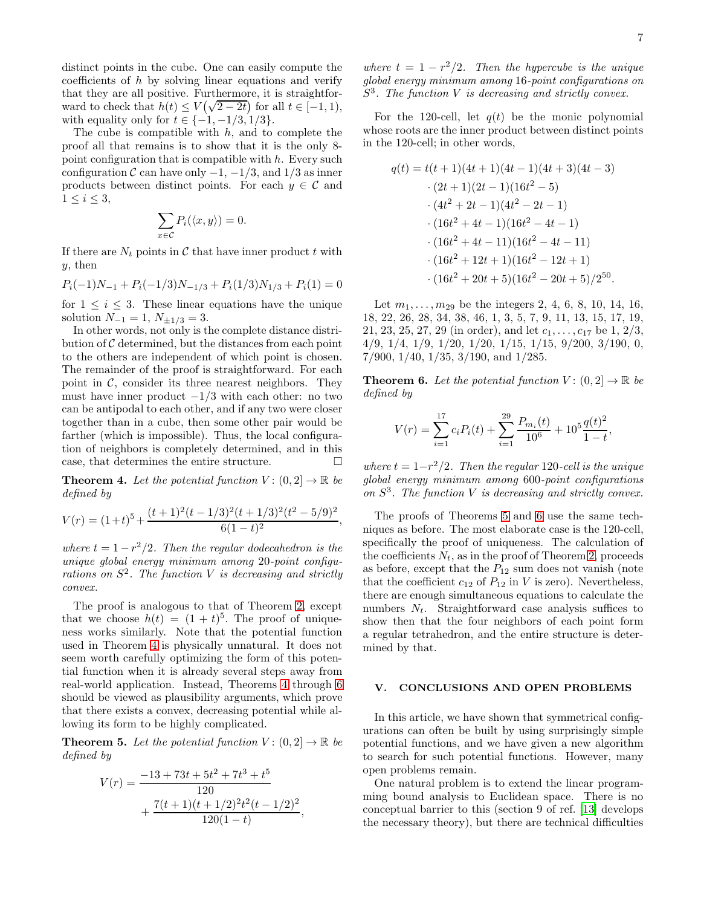distinct points in the cube. One can easily compute the coefficients of $h$ by solving linear equations and verify that they are all positive. Furthermore, it is straightforward to check that $h(t) \le V\big(\sqrt{2-2t}\big)$ for all $t \in [-1,1)$, with equality only for $t \in \{-1, -1/3, 1/3\}$.

The cube is compatible with $h$, and to complete the proof all that remains is to show that it is the only 8-point configuration that is compatible with $h$. Every such configuration $\mathcal{C}$ can have only $-1$, $-1/3$, and $1/3$ as inner products between distinct points. For each $y \in \mathcal{C}$ and $1 \le i \le 3$,

$$\sum_{x \in \mathcal{C}} P_i(\langle x, y\rangle) = 0.$$

If there are $N_t$ points in $\mathcal{C}$ that have inner product $t$ with $y$, then

$$P_i(-1)N_{-1} + P_i(-1/3)N_{-1/3} + P_i(1/3)N_{1/3} + P_i(1) = 0$$

for $1 \le i \le 3$. These linear equations have the unique solution $N_{-1} = 1$, $N_{\pm 1/3} = 3$.

In other words, not only is the complete distance distribution of $\mathcal{C}$ determined, but the distances from each point to the others are independent of which point is chosen. The remainder of the proof is straightforward. For each point in $\mathcal{C}$, consider its three nearest neighbors. They must have inner product $-1/3$ with each other: no two can be antipodal to each other, and if any two were closer together than in a cube, then some other pair would be farther (which is impossible). Thus, the local configuration of neighbors is completely determined, and in this case, that determines the entire structure. □

**Theorem 4.** *Let the potential function $V\colon (0,2] \to \mathbb{R}$ be defined by*

$$V(r) = (1+t)^5 + \frac{(t+1)^2(t-1/3)^2(t+1/3)^2(t^2-5/9)^2}{6(1-t)^2},$$

*where $t = 1 - r^2/2$. Then the regular dodecahedron is the unique global energy minimum among 20-point configurations on $S^2$. The function $V$ is decreasing and strictly convex.*

The proof is analogous to that of Theorem 2, except that we choose $h(t) = (1+t)^5$. The proof of uniqueness works similarly. Note that the potential function used in Theorem 4 is physically unnatural. It does not seem worth carefully optimizing the form of this potential function when it is already several steps away from real-world application. Instead, Theorems 4 through 6 should be viewed as plausibility arguments, which prove that there exists a convex, decreasing potential while allowing its form to be highly complicated.

**Theorem 5.** *Let the potential function $V\colon (0,2] \to \mathbb{R}$ be defined by*

$$V(r) = \frac{-13 + 73t + 5t^2 + 7t^3 + t^5}{120} + \frac{7(t+1)(t+1/2)^2 t^2 (t-1/2)^2}{120(1-t)},$$

*where $t = 1 - r^2/2$. Then the hypercube is the unique global energy minimum among 16-point configurations on $S^3$. The function $V$ is decreasing and strictly convex.*

For the 120-cell, let $q(t)$ be the monic polynomial whose roots are the inner product between distinct points in the 120-cell; in other words,

$$\begin{aligned}
q(t) = {} & t(t+1)(4t+1)(4t-1)(4t+3)(4t-3) \\
& \cdot (2t+1)(2t-1)(16t^2-5) \\
& \cdot (4t^2+2t-1)(4t^2-2t-1) \\
& \cdot (16t^2+4t-1)(16t^2-4t-1) \\
& \cdot (16t^2+4t-11)(16t^2-4t-11) \\
& \cdot (16t^2+12t+1)(16t^2-12t+1) \\
& \cdot (16t^2+20t+5)(16t^2-20t+5)/2^{50}.
\end{aligned}$$

Let $m_1, \dots, m_{29}$ be the integers 2, 4, 6, 8, 10, 14, 16, 18, 22, 26, 28, 34, 38, 46, 1, 3, 5, 7, 9, 11, 13, 15, 17, 19, 21, 23, 25, 27, 29 (in order), and let $c_1, \dots, c_{17}$ be 1, 2/3, 4/9, 1/4, 1/9, 1/20, 1/20, 1/15, 1/15, 9/200, 3/190, 0, 7/900, 1/40, 1/35, 3/190, and 1/285.

**Theorem 6.** *Let the potential function $V\colon (0,2] \to \mathbb{R}$ be defined by*

$$V(r) = \sum_{i=1}^{17} c_i P_i(t) + \sum_{i=1}^{29} \frac{P_{m_i}(t)}{10^6} + 10^5 \frac{q(t)^2}{1-t},$$

*where $t = 1 - r^2/2$. Then the regular 120-cell is the unique global energy minimum among 600-point configurations on $S^3$. The function $V$ is decreasing and strictly convex.*

The proofs of Theorems 5 and 6 use the same techniques as before. The most elaborate case is the 120-cell, specifically the proof of uniqueness. The calculation of the coefficients $N_t$, as in the proof of Theorem 2, proceeds as before, except that the $P_{12}$ sum does not vanish (note that the coefficient $c_{12}$ of $P_{12}$ in $V$ is zero). Nevertheless, there are enough simultaneous equations to calculate the numbers $N_t$. Straightforward case analysis suffices to show then that the four neighbors of each point form a regular tetrahedron, and the entire structure is determined by that.

## V. CONCLUSIONS AND OPEN PROBLEMS

In this article, we have shown that symmetrical configurations can often be built by using surprisingly simple potential functions, and we have given a new algorithm to search for such potential functions. However, many open problems remain.

One natural problem is to extend the linear programming bound analysis to Euclidean space. There is no conceptual barrier to this (section 9 of ref. [13] develops the necessary theory), but there are technical difficulties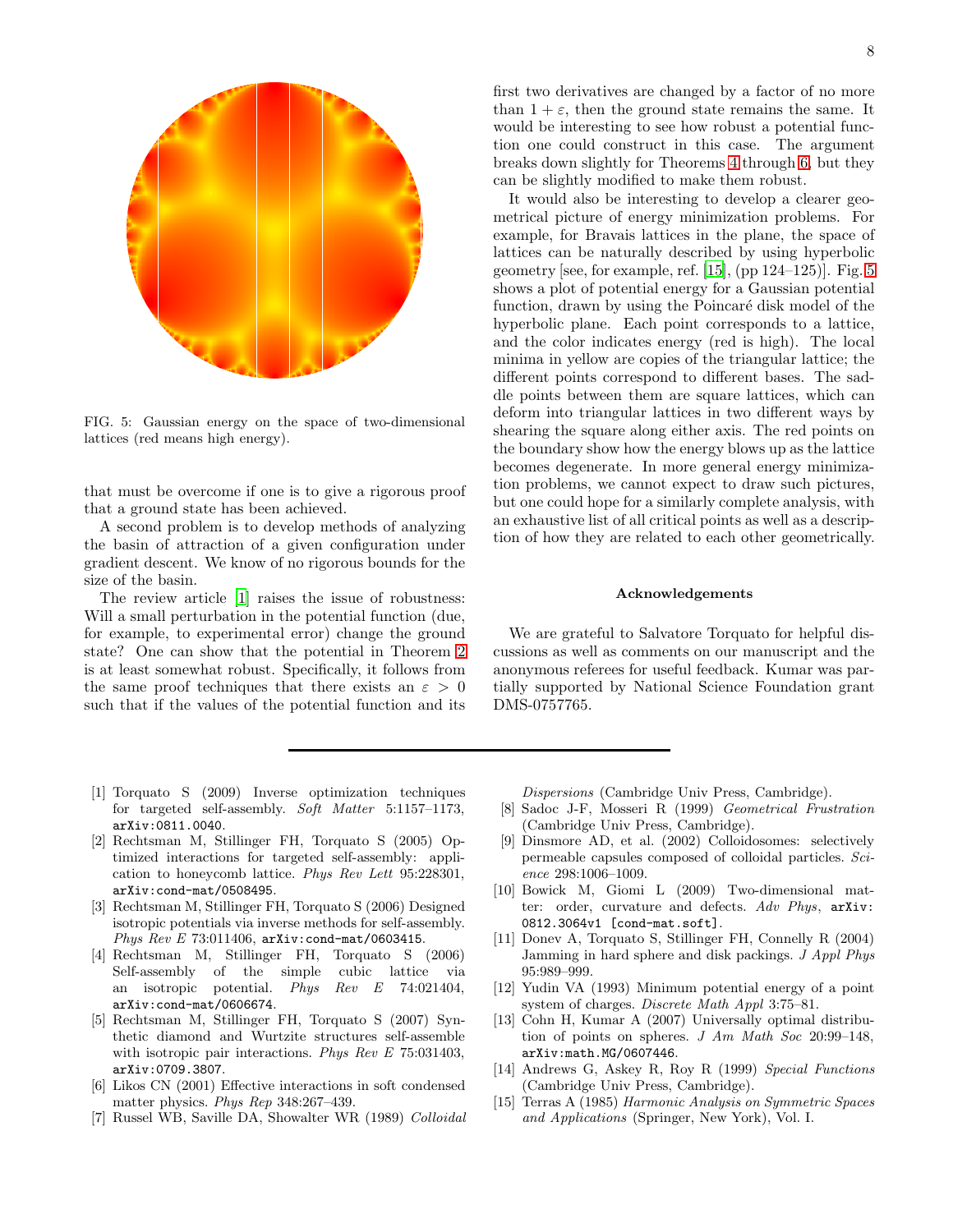FIG. 5: Gaussian energy on the space of two-dimensional lattices (red means high energy).

that must be overcome if one is to give a rigorous proof that a ground state has been achieved.

A second problem is to develop methods of analyzing the basin of attraction of a given configuration under gradient descent. We know of no rigorous bounds for the size of the basin.

The review article [1] raises the issue of robustness: Will a small perturbation in the potential function (due, for example, to experimental error) change the ground state? One can show that the potential in Theorem 2 is at least somewhat robust. Specifically, it follows from the same proof techniques that there exists an $\varepsilon > 0$ such that if the values of the potential function and its first two derivatives are changed by a factor of no more than $1+\varepsilon$, then the ground state remains the same. It would be interesting to see how robust a potential function one could construct in this case. The argument breaks down slightly for Theorems 4 through 6, but they can be slightly modified to make them robust.

It would also be interesting to develop a clearer geometrical picture of energy minimization problems. For example, for Bravais lattices in the plane, the space of lattices can be naturally described by using hyperbolic geometry [see, for example, ref. [15], (pp 124–125)]. Fig. 5 shows a plot of potential energy for a Gaussian potential function, drawn by using the Poincaré disk model of the hyperbolic plane. Each point corresponds to a lattice, and the color indicates energy (red is high). The local minima in yellow are copies of the triangular lattice; the different points correspond to different bases. The saddle points between them are square lattices, which can deform into triangular lattices in two different ways by shearing the square along either axis. The red points on the boundary show how the energy blows up as the lattice becomes degenerate. In more general energy minimization problems, we cannot expect to draw such pictures, but one could hope for a similarly complete analysis, with an exhaustive list of all critical points as well as a description of how they are related to each other geometrically.

### Acknowledgements

We are grateful to Salvatore Torquato for helpful discussions as well as comments on our manuscript and the anonymous referees for useful feedback. Kumar was partially supported by National Science Foundation grant DMS-0757765.

---

[1] Torquato S (2009) Inverse optimization techniques for targeted self-assembly. *Soft Matter* 5:1157–1173, arXiv:0811.0040.

[2] Rechtsman M, Stillinger FH, Torquato S (2005) Optimized interactions for targeted self-assembly: application to honeycomb lattice. *Phys Rev Lett* 95:228301, arXiv:cond-mat/0508495.

[3] Rechtsman M, Stillinger FH, Torquato S (2006) Designed isotropic potentials via inverse methods for self-assembly. *Phys Rev E* 73:011406, arXiv:cond-mat/0603415.

[4] Rechtsman M, Stillinger FH, Torquato S (2006) Self-assembly of the simple cubic lattice via an isotropic potential. *Phys Rev E* 74:021404, arXiv:cond-mat/0606674.

[5] Rechtsman M, Stillinger FH, Torquato S (2007) Synthetic diamond and Wurtzite structures self-assemble with isotropic pair interactions. *Phys Rev E* 75:031403, arXiv:0709.3807.

[6] Likos CN (2001) Effective interactions in soft condensed matter physics. *Phys Rep* 348:267–439.

[7] Russel WB, Saville DA, Showalter WR (1989) *Colloidal Dispersions* (Cambridge Univ Press, Cambridge).

[8] Sadoc J-F, Mosseri R (1999) *Geometrical Frustration* (Cambridge Univ Press, Cambridge).

[9] Dinsmore AD, et al. (2002) Colloidosomes: selectively permeable capsules composed of colloidal particles. *Science* 298:1006–1009.

[10] Bowick M, Giomi L (2009) Two-dimensional matter: order, curvature and defects. *Adv Phys*, arXiv: 0812.3064v1 [cond-mat.soft].

[11] Donev A, Torquato S, Stillinger FH, Connelly R (2004) Jamming in hard sphere and disk packings. *J Appl Phys* 95:989–999.

[12] Yudin VA (1993) Minimum potential energy of a point system of charges. *Discrete Math Appl* 3:75–81.

[13] Cohn H, Kumar A (2007) Universally optimal distribution of points on spheres. *J Am Math Soc* 20:99–148, arXiv:math.MG/0607446.

[14] Andrews G, Askey R, Roy R (1999) *Special Functions* (Cambridge Univ Press, Cambridge).

[15] Terras A (1985) *Harmonic Analysis on Symmetric Spaces and Applications* (Springer, New York), Vol. I.